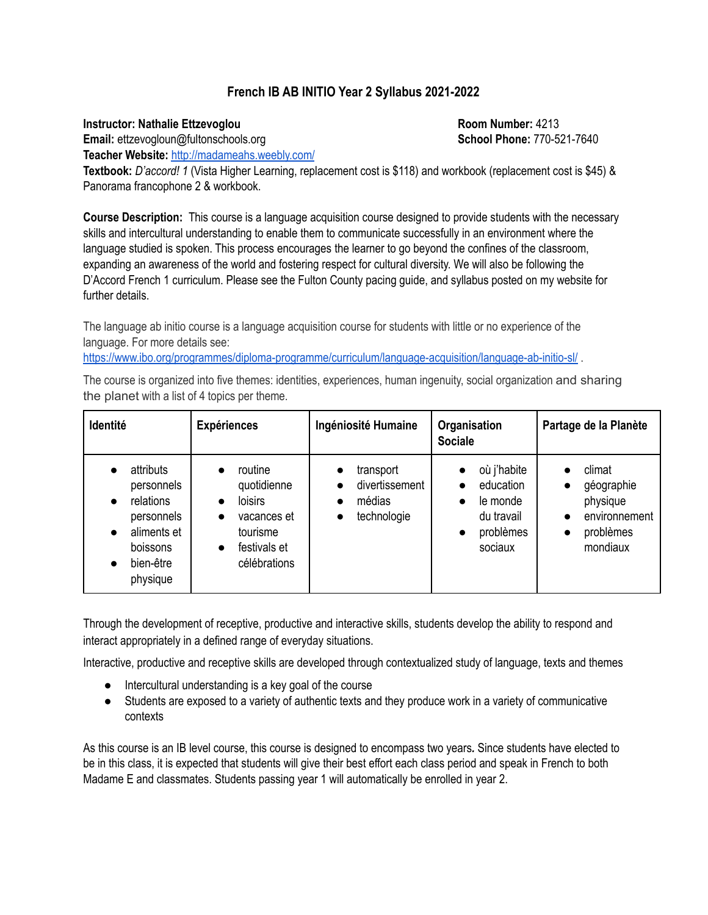# French IB AB INITIO Year 2 Syllabus 2021-2022

**Instructor: Nathalie Ettzevoglou**
**Room Number:** 4213
**Email:** ettzevogloun@fultonschools.org
**School Phone:** 770-521-7640
**Teacher Website:** [http://madameahs.weebly.com/](http://madameahs.weebly.com/)
**Textbook:** *D'accord! 1* (Vista Higher Learning, replacement cost is $118) and workbook (replacement cost is $45) & Panorama francophone 2 & workbook.

**Course Description:** This course is a language acquisition course designed to provide students with the necessary skills and intercultural understanding to enable them to communicate successfully in an environment where the language studied is spoken. This process encourages the learner to go beyond the confines of the classroom, expanding an awareness of the world and fostering respect for cultural diversity. We will also be following the D'Accord French 1 curriculum. Please see the Fulton County pacing guide, and syllabus posted on my website for further details.

The language ab initio course is a language acquisition course for students with little or no experience of the language. For more details see: [https://www.ibo.org/programmes/diploma-programme/curriculum/language-acquisition/language-ab-initio-sl/](https://www.ibo.org/programmes/diploma-programme/curriculum/language-acquisition/language-ab-initio-sl/) .

The course is organized into five themes: identities, experiences, human ingenuity, social organization and sharing the planet with a list of 4 topics per theme.

| Identité | Expériences | Ingéniosité Humaine | Organisation Sociale | Partage de la Planète |
|---|---|---|---|---|
| • attributs personnels<br>• relations personnels<br>• aliments et boissons<br>• bien-être physique | • routine quotidienne<br>• loisirs<br>• vacances et tourisme<br>• festivals et célébrations | • transport<br>• divertissement<br>• médias<br>• technologie | • où j'habite<br>• education<br>• le monde du travail<br>• problèmes sociaux | • climat<br>• géographie physique<br>• environnement<br>• problèmes mondiaux |

Through the development of receptive, productive and interactive skills, students develop the ability to respond and interact appropriately in a defined range of everyday situations.

Interactive, productive and receptive skills are developed through contextualized study of language, texts and themes

- Intercultural understanding is a key goal of the course
- Students are exposed to a variety of authentic texts and they produce work in a variety of communicative contexts

As this course is an IB level course, this course is designed to encompass two years**.** Since students have elected to be in this class, it is expected that students will give their best effort each class period and speak in French to both Madame E and classmates. Students passing year 1 will automatically be enrolled in year 2.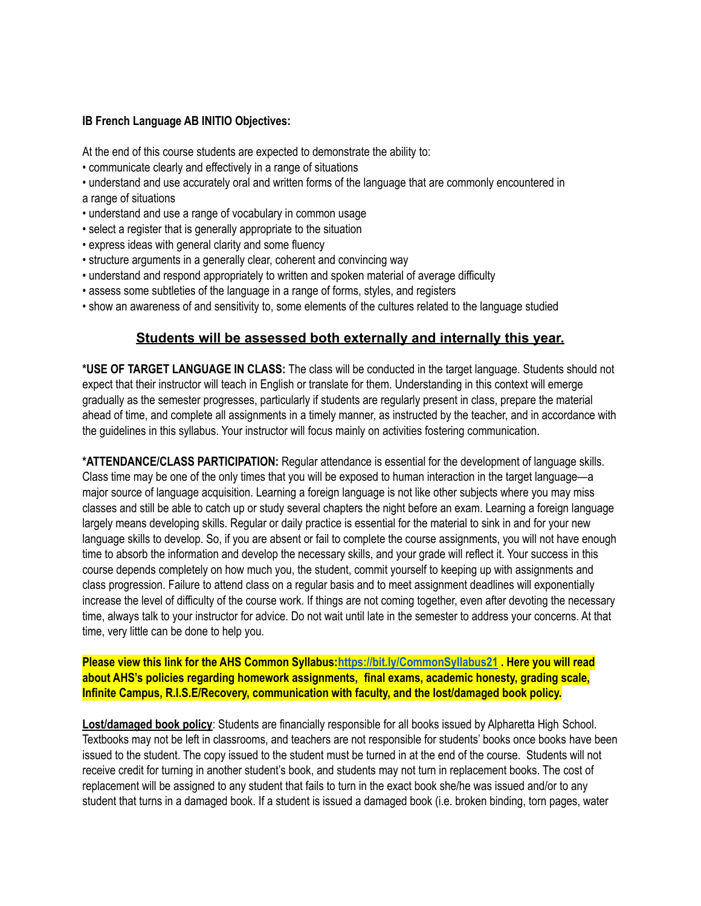**IB French Language AB INITIO Objectives:**

At the end of this course students are expected to demonstrate the ability to:

- communicate clearly and effectively in a range of situations
- understand and use accurately oral and written forms of the language that are commonly encountered in a range of situations
- understand and use a range of vocabulary in common usage
- select a register that is generally appropriate to the situation
- express ideas with general clarity and some fluency
- structure arguments in a generally clear, coherent and convincing way
- understand and respond appropriately to written and spoken material of average difficulty
- assess some subtleties of the language in a range of forms, styles, and registers
- show an awareness of and sensitivity to, some elements of the cultures related to the language studied

## **Students will be assessed both externally and internally this year.**

***USE OF TARGET LANGUAGE IN CLASS:** The class will be conducted in the target language. Students should not expect that their instructor will teach in English or translate for them. Understanding in this context will emerge gradually as the semester progresses, particularly if students are regularly present in class, prepare the material ahead of time, and complete all assignments in a timely manner, as instructed by the teacher, and in accordance with the guidelines in this syllabus. Your instructor will focus mainly on activities fostering communication.

***ATTENDANCE/CLASS PARTICIPATION:** Regular attendance is essential for the development of language skills. Class time may be one of the only times that you will be exposed to human interaction in the target language—a major source of language acquisition. Learning a foreign language is not like other subjects where you may miss classes and still be able to catch up or study several chapters the night before an exam. Learning a foreign language largely means developing skills. Regular or daily practice is essential for the material to sink in and for your new language skills to develop. So, if you are absent or fail to complete the course assignments, you will not have enough time to absorb the information and develop the necessary skills, and your grade will reflect it. Your success in this course depends completely on how much you, the student, commit yourself to keeping up with assignments and class progression. Failure to attend class on a regular basis and to meet assignment deadlines will exponentially increase the level of difficulty of the course work. If things are not coming together, even after devoting the necessary time, always talk to your instructor for advice. Do not wait until late in the semester to address your concerns. At that time, very little can be done to help you.

**Please view this link for the AHS Common Syllabus:[https://bit.ly/CommonSyllabus21](https://bit.ly/CommonSyllabus21) . Here you will read about AHS's policies regarding homework assignments, final exams, academic honesty, grading scale, Infinite Campus, R.I.S.E/Recovery, communication with faculty, and the lost/damaged book policy.**

**Lost/damaged book policy**: Students are financially responsible for all books issued by Alpharetta High School. Textbooks may not be left in classrooms, and teachers are not responsible for students' books once books have been issued to the student. The copy issued to the student must be turned in at the end of the course. Students will not receive credit for turning in another student's book, and students may not turn in replacement books. The cost of replacement will be assigned to any student that fails to turn in the exact book she/he was issued and/or to any student that turns in a damaged book. If a student is issued a damaged book (i.e. broken binding, torn pages, water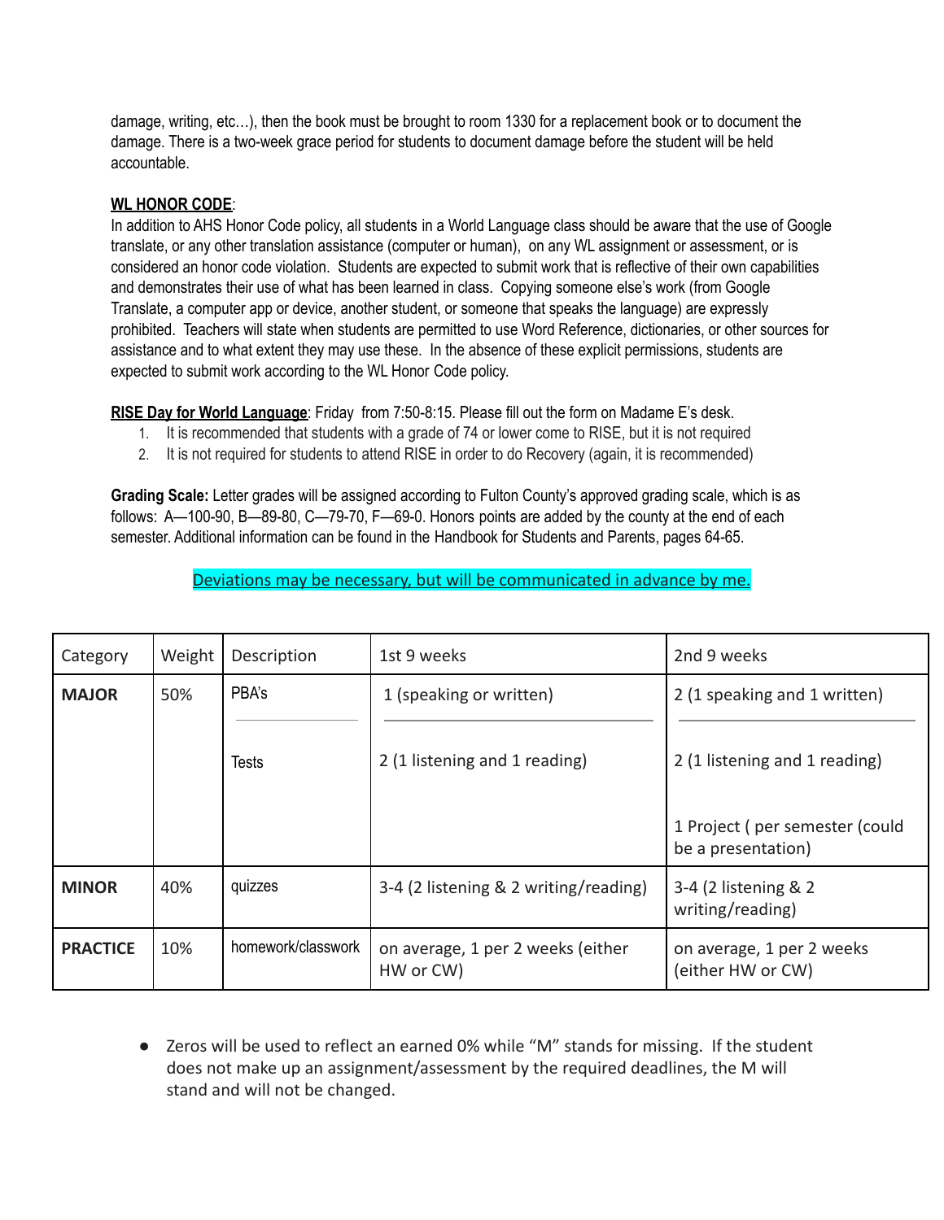damage, writing, etc…), then the book must be brought to room 1330 for a replacement book or to document the damage. There is a two-week grace period for students to document damage before the student will be held accountable.

**WL HONOR CODE**:

In addition to AHS Honor Code policy, all students in a World Language class should be aware that the use of Google translate, or any other translation assistance (computer or human), on any WL assignment or assessment, or is considered an honor code violation. Students are expected to submit work that is reflective of their own capabilities and demonstrates their use of what has been learned in class. Copying someone else's work (from Google Translate, a computer app or device, another student, or someone that speaks the language) are expressly prohibited. Teachers will state when students are permitted to use Word Reference, dictionaries, or other sources for assistance and to what extent they may use these. In the absence of these explicit permissions, students are expected to submit work according to the WL Honor Code policy.

**RISE Day for World Language**: Friday from 7:50-8:15. Please fill out the form on Madame E's desk.

1. It is recommended that students with a grade of 74 or lower come to RISE, but it is not required
2. It is not required for students to attend RISE in order to do Recovery (again, it is recommended)

**Grading Scale:** Letter grades will be assigned according to Fulton County's approved grading scale, which is as follows: A—100-90, B—89-80, C—79-70, F—69-0. Honors points are added by the county at the end of each semester. Additional information can be found in the Handbook for Students and Parents, pages 64-65.

Deviations may be necessary, but will be communicated in advance by me.

| Category | Weight | Description | 1st 9 weeks | 2nd 9 weeks |
|---|---|---|---|---|
| **MAJOR** | 50% | PBA's | 1 (speaking or written) | 2 (1 speaking and 1 written) |
| | | Tests | 2 (1 listening and 1 reading) | 2 (1 listening and 1 reading) |
| | | | | 1 Project ( per semester (could be a presentation) |
| **MINOR** | 40% | quizzes | 3-4 (2 listening & 2 writing/reading) | 3-4 (2 listening & 2 writing/reading) |
| **PRACTICE** | 10% | homework/classwork | on average, 1 per 2 weeks (either HW or CW) | on average, 1 per 2 weeks (either HW or CW) |

- Zeros will be used to reflect an earned 0% while "M" stands for missing. If the student does not make up an assignment/assessment by the required deadlines, the M will stand and will not be changed.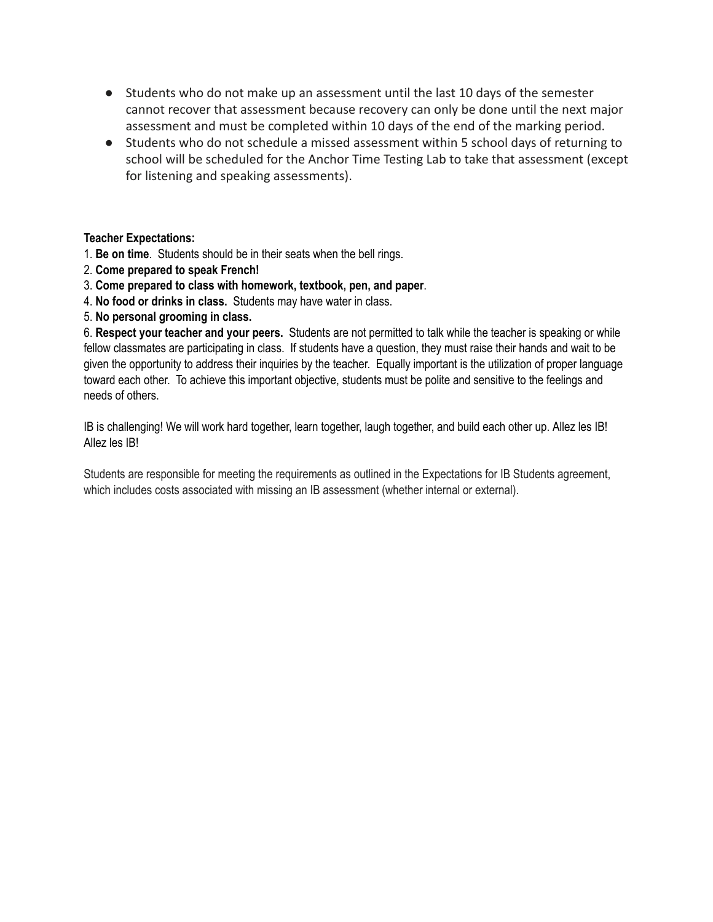- Students who do not make up an assessment until the last 10 days of the semester cannot recover that assessment because recovery can only be done until the next major assessment and must be completed within 10 days of the end of the marking period.
- Students who do not schedule a missed assessment within 5 school days of returning to school will be scheduled for the Anchor Time Testing Lab to take that assessment (except for listening and speaking assessments).

**Teacher Expectations:**

1. **Be on time**. Students should be in their seats when the bell rings.
2. **Come prepared to speak French!**
3. **Come prepared to class with homework, textbook, pen, and paper**.
4. **No food or drinks in class.** Students may have water in class.
5. **No personal grooming in class.**
6. **Respect your teacher and your peers.** Students are not permitted to talk while the teacher is speaking or while fellow classmates are participating in class. If students have a question, they must raise their hands and wait to be given the opportunity to address their inquiries by the teacher. Equally important is the utilization of proper language toward each other. To achieve this important objective, students must be polite and sensitive to the feelings and needs of others.

IB is challenging! We will work hard together, learn together, laugh together, and build each other up. Allez les IB! Allez les IB!

Students are responsible for meeting the requirements as outlined in the Expectations for IB Students agreement, which includes costs associated with missing an IB assessment (whether internal or external).